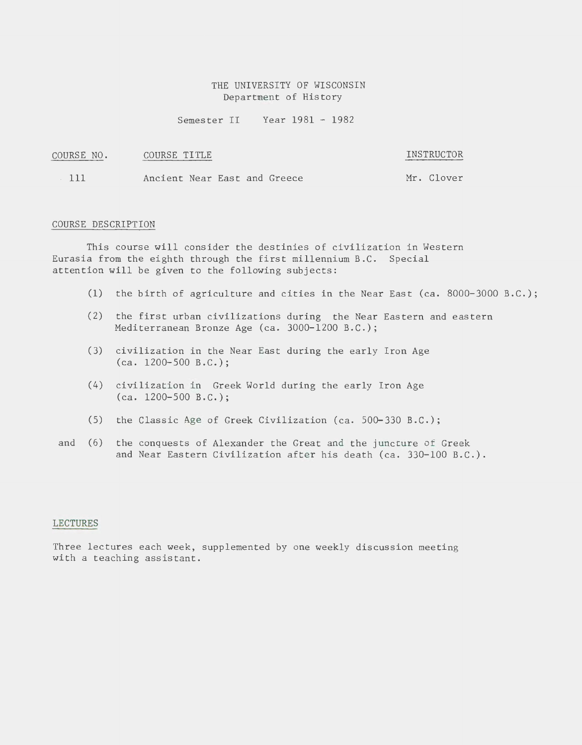THE UNIVERSITY OF WISCONSIN
Department of History

Semester II     Year 1981 - 1982

| COURSE NO. | COURSE TITLE | INSTRUCTOR |
| --- | --- | --- |
| 111 | Ancient Near East and Greece | Mr. Clover |

## COURSE DESCRIPTION

This course will consider the destinies of civilization in Western Eurasia from the eighth through the first millennium B.C. Special attention will be given to the following subjects:

(1) the birth of agriculture and cities in the Near East (ca. 8000-3000 B.C.);

(2) the first urban civilizations during the Near Eastern and eastern Mediterranean Bronze Age (ca. 3000-1200 B.C.);

(3) civilization in the Near East during the early Iron Age (ca. 1200-500 B.C.);

(4) civilization in Greek World during the early Iron Age (ca. 1200-500 B.C.);

(5) the Classic Age of Greek Civilization (ca. 500-330 B.C.);

and (6) the conquests of Alexander the Great and the juncture of Greek and Near Eastern Civilization after his death (ca. 330-100 B.C.).

## LECTURES

Three lectures each week, supplemented by one weekly discussion meeting with a teaching assistant.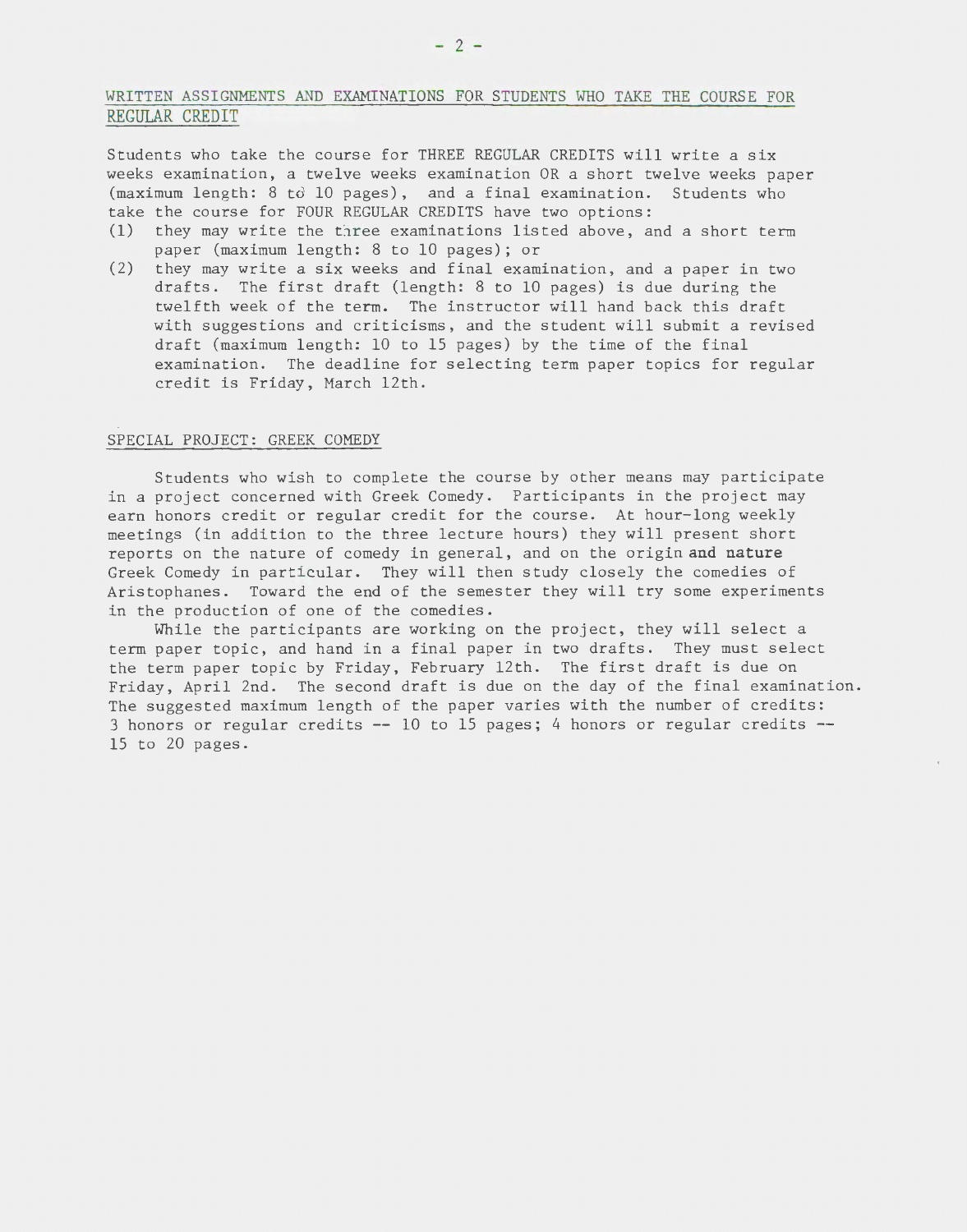## WRITTEN ASSIGNMENTS AND EXAMINATIONS FOR STUDENTS WHO TAKE THE COURSE FOR REGULAR CREDIT

Students who take the course for THREE REGULAR CREDITS will write a six weeks examination, a twelve weeks examination OR a short twelve weeks paper (maximum length: 8 to 10 pages), and a final examination. Students who take the course for FOUR REGULAR CREDITS have two options:

(1) they may write the three examinations listed above, and a short term paper (maximum length: 8 to 10 pages); or

(2) they may write a six weeks and final examination, and a paper in two drafts. The first draft (length: 8 to 10 pages) is due during the twelfth week of the term. The instructor will hand back this draft with suggestions and criticisms, and the student will submit a revised draft (maximum length: 10 to 15 pages) by the time of the final examination. The deadline for selecting term paper topics for regular credit is Friday, March 12th.

## SPECIAL PROJECT: GREEK COMEDY

Students who wish to complete the course by other means may participate in a project concerned with Greek Comedy. Participants in the project may earn honors credit or regular credit for the course. At hour-long weekly meetings (in addition to the three lecture hours) they will present short reports on the nature of comedy in general, and on the origin **and nature** Greek Comedy in particular. They will then study closely the comedies of Aristophanes. Toward the end of the semester they will try some experiments in the production of one of the comedies.

While the participants are working on the project, they will select a term paper topic, and hand in a final paper in two drafts. They must select the term paper topic by Friday, February 12th. The first draft is due on Friday, April 2nd. The second draft is due on the day of the final examination. The suggested maximum length of the paper varies with the number of credits: 3 honors or regular credits -- 10 to 15 pages; 4 honors or regular credits -- 15 to 20 pages.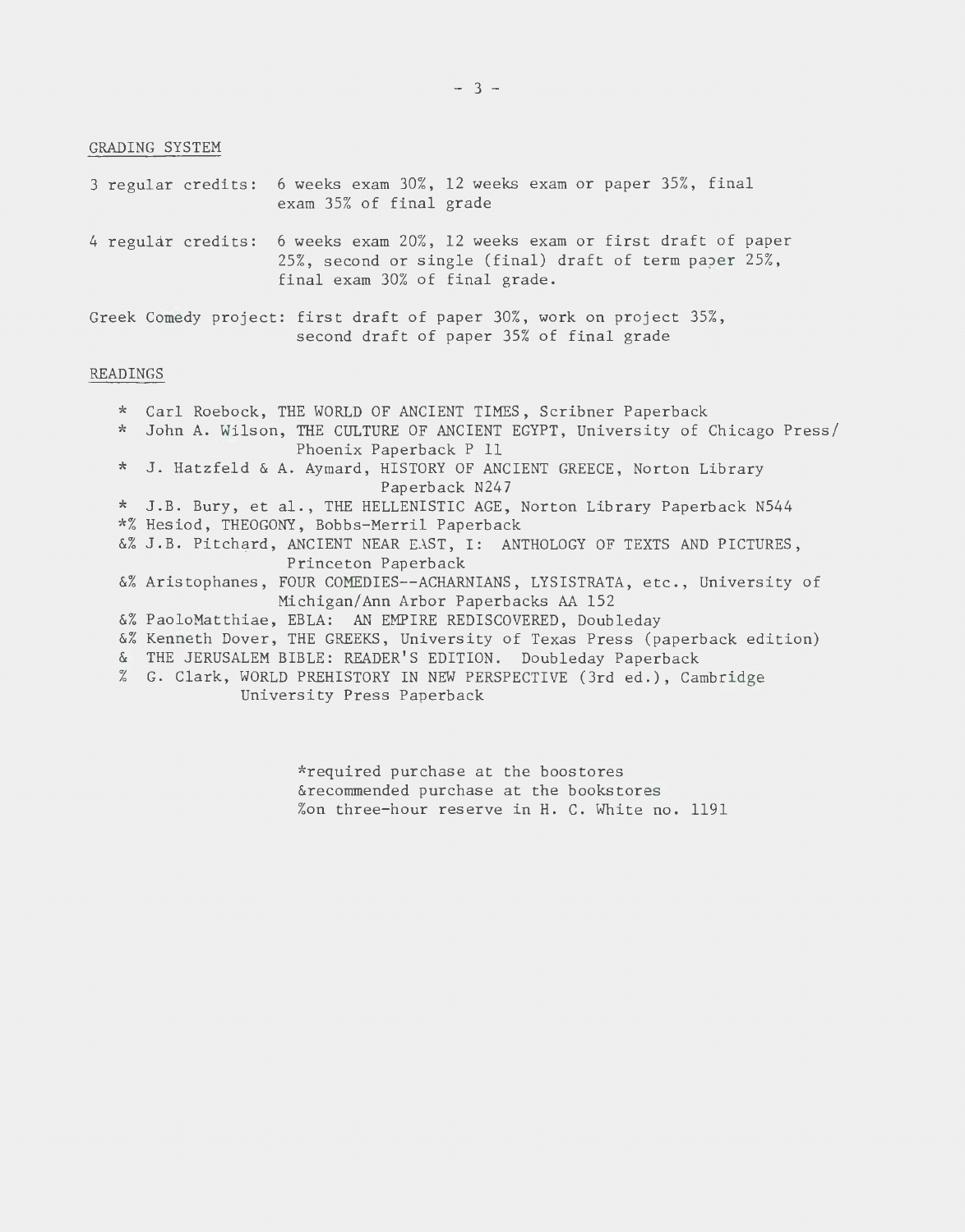## GRADING SYSTEM

3 regular credits: 6 weeks exam 30%, 12 weeks exam or paper 35%, final exam 35% of final grade

4 regular credits: 6 weeks exam 20%, 12 weeks exam or first draft of paper 25%, second or single (final) draft of term paper 25%, final exam 30% of final grade.

Greek Comedy project: first draft of paper 30%, work on project 35%, second draft of paper 35% of final grade

## READINGS

- * Carl Roebock, THE WORLD OF ANCIENT TIMES, Scribner Paperback
- * John A. Wilson, THE CULTURE OF ANCIENT EGYPT, University of Chicago Press/ Phoenix Paperback P 11
- * J. Hatzfeld & A. Aymard, HISTORY OF ANCIENT GREECE, Norton Library Paperback N247
- * J.B. Bury, et al., THE HELLENISTIC AGE, Norton Library Paperback N544
- *% Hesiod, THEOGONY, Bobbs-Merril Paperback
- &% J.B. Pitchard, ANCIENT NEAR EAST, I: ANTHOLOGY OF TEXTS AND PICTURES, Princeton Paperback
- &% Aristophanes, FOUR COMEDIES--ACHARNIANS, LYSISTRATA, etc., University of Michigan/Ann Arbor Paperbacks AA 152
- &% PaoloMatthiae, EBLA: AN EMPIRE REDISCOVERED, Doubleday
- &% Kenneth Dover, THE GREEKS, University of Texas Press (paperback edition)
- & THE JERUSALEM BIBLE: READER'S EDITION. Doubleday Paperback
- % G. Clark, WORLD PREHISTORY IN NEW PERSPECTIVE (3rd ed.), Cambridge University Press Paperback

*required purchase at the boostores
&recommended purchase at the bookstores
%on three-hour reserve in H. C. White no. 1191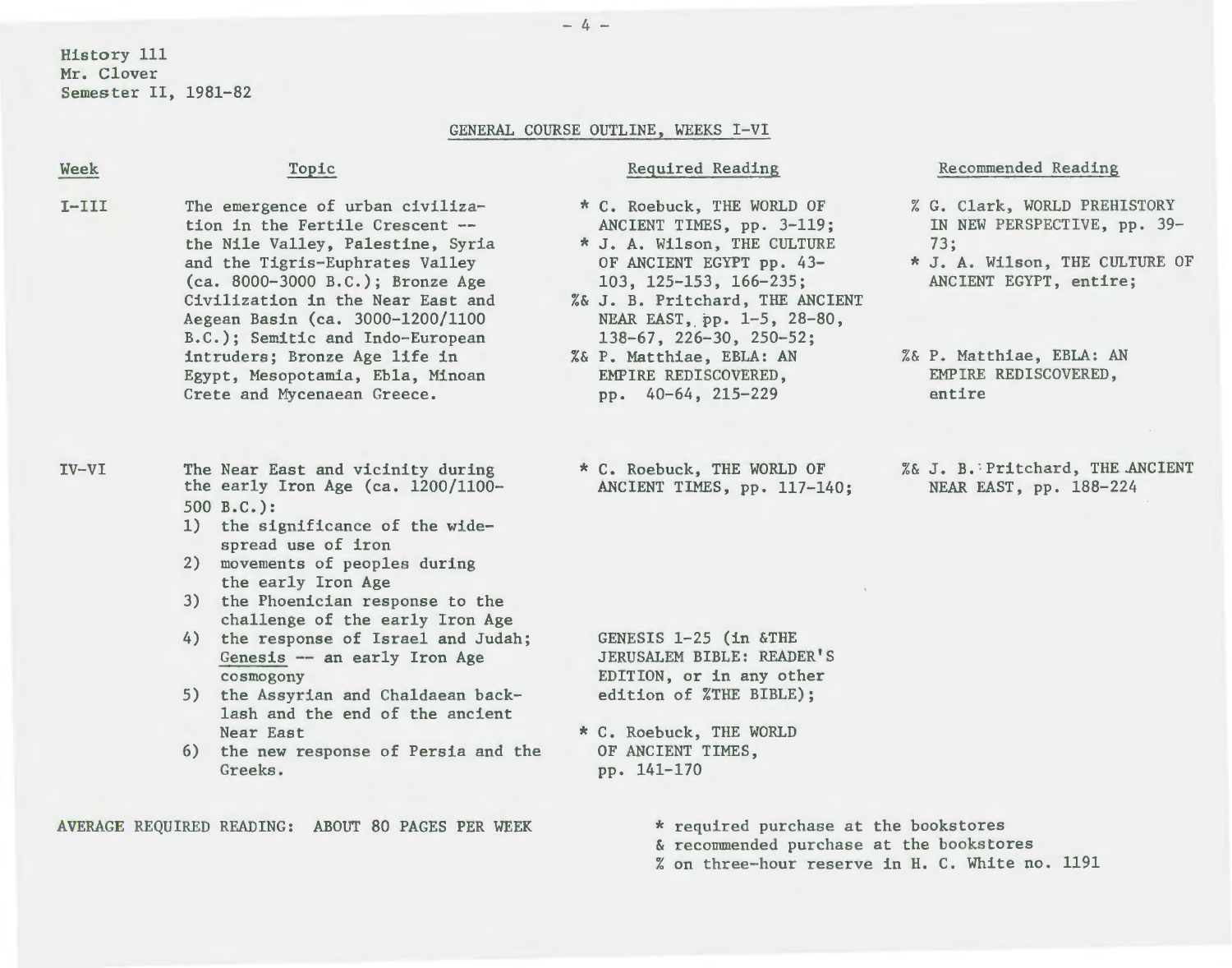History 111
Mr. Clover
Semester II, 1981-82

## GENERAL COURSE OUTLINE, WEEKS I-VI

| Week | Topic | Required Reading | Recommended Reading |
| --- | --- | --- | --- |
| I-III | The emergence of urban civilization in the Fertile Crescent -- the Nile Valley, Palestine, Syria and the Tigris-Euphrates Valley (ca. 8000-3000 B.C.); Bronze Age Civilization in the Near East and Aegean Basin (ca. 3000-1200/1100 B.C.); Semitic and Indo-European intruders; Bronze Age life in Egypt, Mesopotamia, Ebla, Minoan Crete and Mycenaean Greece. | * C. Roebuck, THE WORLD OF ANCIENT TIMES, pp. 3-119;<br>* J. A. Wilson, THE CULTURE OF ANCIENT EGYPT pp. 43-103, 125-153, 166-235;<br>%& J. B. Pritchard, THE ANCIENT NEAR EAST, pp. 1-5, 28-80, 138-67, 226-30, 250-52;<br>%& P. Matthiae, EBLA: AN EMPIRE REDISCOVERED, pp. 40-64, 215-229 | % G. Clark, WORLD PREHISTORY IN NEW PERSPECTIVE, pp. 39-73;<br>* J. A. Wilson, THE CULTURE OF ANCIENT EGYPT, entire;<br>%& P. Matthiae, EBLA: AN EMPIRE REDISCOVERED, entire |
| IV-VI | The Near East and vicinity during the early Iron Age (ca. 1200/1100-500 B.C.):<br>1) the significance of the widespread use of iron<br>2) movements of peoples during the early Iron Age<br>3) the Phoenician response to the challenge of the early Iron Age<br>4) the response of Israel and Judah; Genesis -- an early Iron Age cosmogony<br>5) the Assyrian and Chaldaean backlash and the end of the ancient Near East<br>6) the new response of Persia and the Greeks. | * C. Roebuck, THE WORLD OF ANCIENT TIMES, pp. 117-140;<br>GENESIS 1-25 (in &THE JERUSALEM BIBLE: READER'S EDITION, or in any other edition of %THE BIBLE);<br>* C. Roebuck, THE WORLD OF ANCIENT TIMES, pp. 141-170 | %& J. B. Pritchard, THE ANCIENT NEAR EAST, pp. 188-224 |

AVERAGE REQUIRED READING: ABOUT 80 PAGES PER WEEK

* required purchase at the bookstores
& recommended purchase at the bookstores
% on three-hour reserve in H. C. White no. 1191